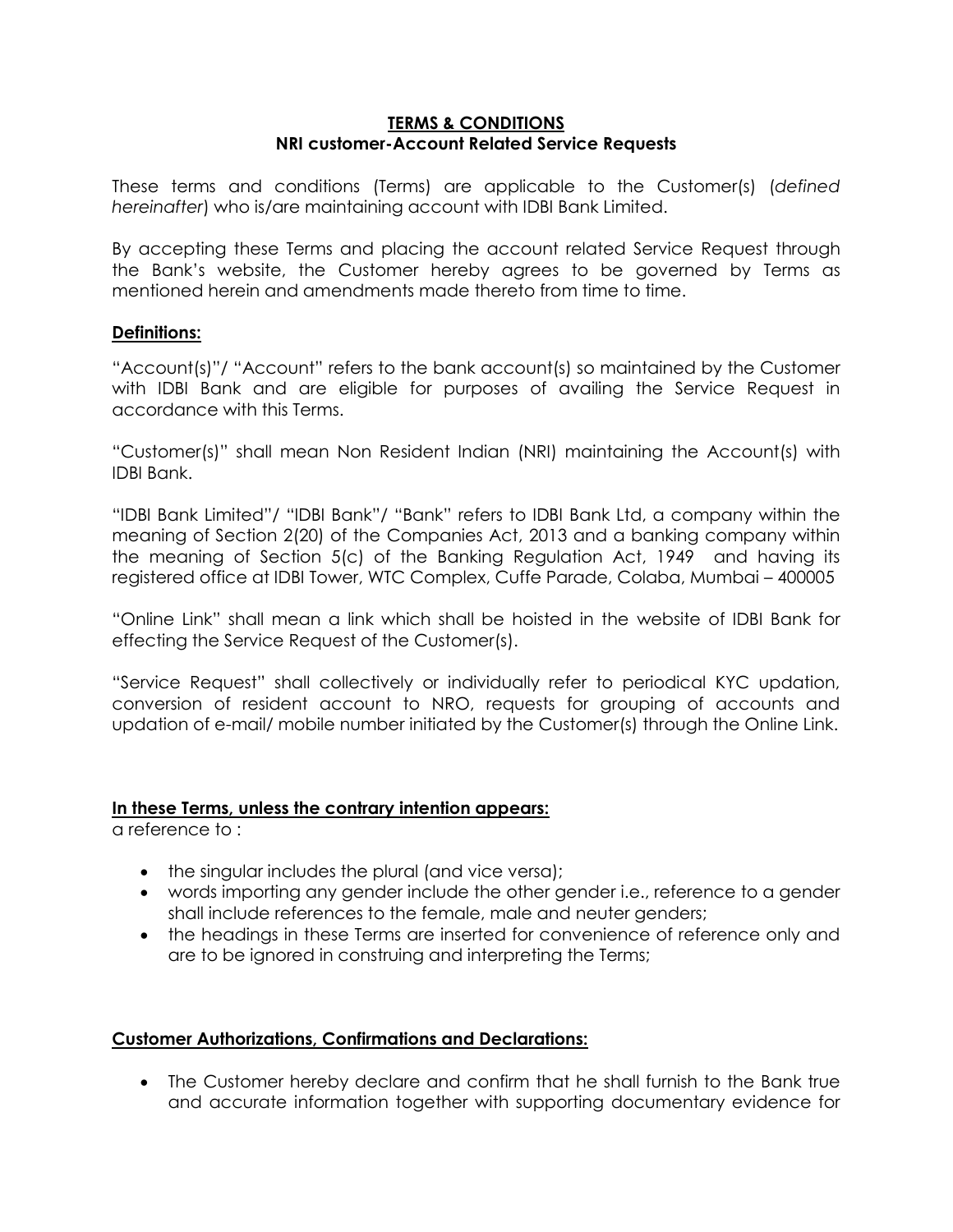# **TERMS & CONDITIONS**
## **NRI customer-Account Related Service Requests**

These terms and conditions (Terms) are applicable to the Customer(s) (*defined hereinafter*) who is/are maintaining account with IDBI Bank Limited.

By accepting these Terms and placing the account related Service Request through the Bank's website, the Customer hereby agrees to be governed by Terms as mentioned herein and amendments made thereto from time to time.

### **Definitions:**

"Account(s)"/ "Account" refers to the bank account(s) so maintained by the Customer with IDBI Bank and are eligible for purposes of availing the Service Request in accordance with this Terms.

"Customer(s)" shall mean Non Resident Indian (NRI) maintaining the Account(s) with IDBI Bank.

"IDBI Bank Limited"/ "IDBI Bank"/ "Bank" refers to IDBI Bank Ltd, a company within the meaning of Section 2(20) of the Companies Act, 2013 and a banking company within the meaning of Section 5(c) of the Banking Regulation Act, 1949 and having its registered office at IDBI Tower, WTC Complex, Cuffe Parade, Colaba, Mumbai – 400005

"Online Link" shall mean a link which shall be hoisted in the website of IDBI Bank for effecting the Service Request of the Customer(s).

"Service Request" shall collectively or individually refer to periodical KYC updation, conversion of resident account to NRO, requests for grouping of accounts and updation of e-mail/ mobile number initiated by the Customer(s) through the Online Link.

### **In these Terms, unless the contrary intention appears:**

a reference to :

- the singular includes the plural (and vice versa);
- words importing any gender include the other gender i.e., reference to a gender shall include references to the female, male and neuter genders;
- the headings in these Terms are inserted for convenience of reference only and are to be ignored in construing and interpreting the Terms;

### **Customer Authorizations, Confirmations and Declarations:**

- The Customer hereby declare and confirm that he shall furnish to the Bank true and accurate information together with supporting documentary evidence for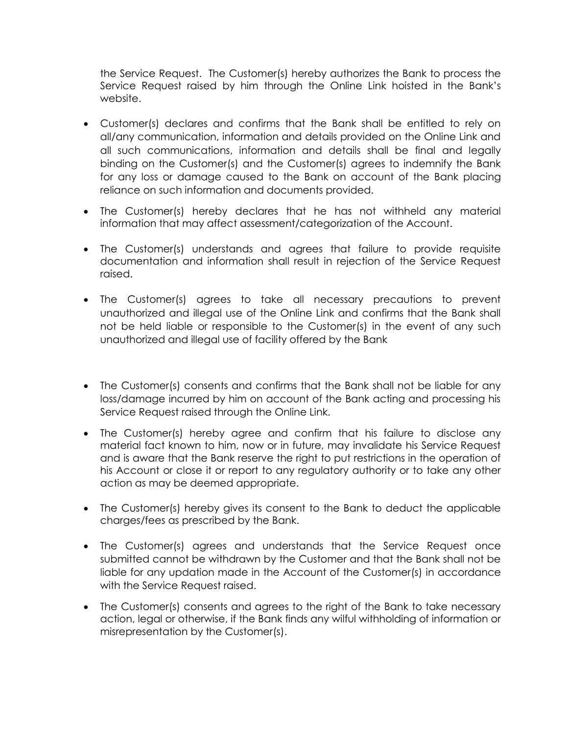the Service Request. The Customer(s) hereby authorizes the Bank to process the Service Request raised by him through the Online Link hoisted in the Bank's website.

- Customer(s) declares and confirms that the Bank shall be entitled to rely on all/any communication, information and details provided on the Online Link and all such communications, information and details shall be final and legally binding on the Customer(s) and the Customer(s) agrees to indemnify the Bank for any loss or damage caused to the Bank on account of the Bank placing reliance on such information and documents provided.
- The Customer(s) hereby declares that he has not withheld any material information that may affect assessment/categorization of the Account.
- The Customer(s) understands and agrees that failure to provide requisite documentation and information shall result in rejection of the Service Request raised.
- The Customer(s) agrees to take all necessary precautions to prevent unauthorized and illegal use of the Online Link and confirms that the Bank shall not be held liable or responsible to the Customer(s) in the event of any such unauthorized and illegal use of facility offered by the Bank
- The Customer(s) consents and confirms that the Bank shall not be liable for any loss/damage incurred by him on account of the Bank acting and processing his Service Request raised through the Online Link.
- The Customer(s) hereby agree and confirm that his failure to disclose any material fact known to him, now or in future, may invalidate his Service Request and is aware that the Bank reserve the right to put restrictions in the operation of his Account or close it or report to any regulatory authority or to take any other action as may be deemed appropriate.
- The Customer(s) hereby gives its consent to the Bank to deduct the applicable charges/fees as prescribed by the Bank.
- The Customer(s) agrees and understands that the Service Request once submitted cannot be withdrawn by the Customer and that the Bank shall not be liable for any updation made in the Account of the Customer(s) in accordance with the Service Request raised.
- The Customer(s) consents and agrees to the right of the Bank to take necessary action, legal or otherwise, if the Bank finds any wilful withholding of information or misrepresentation by the Customer(s).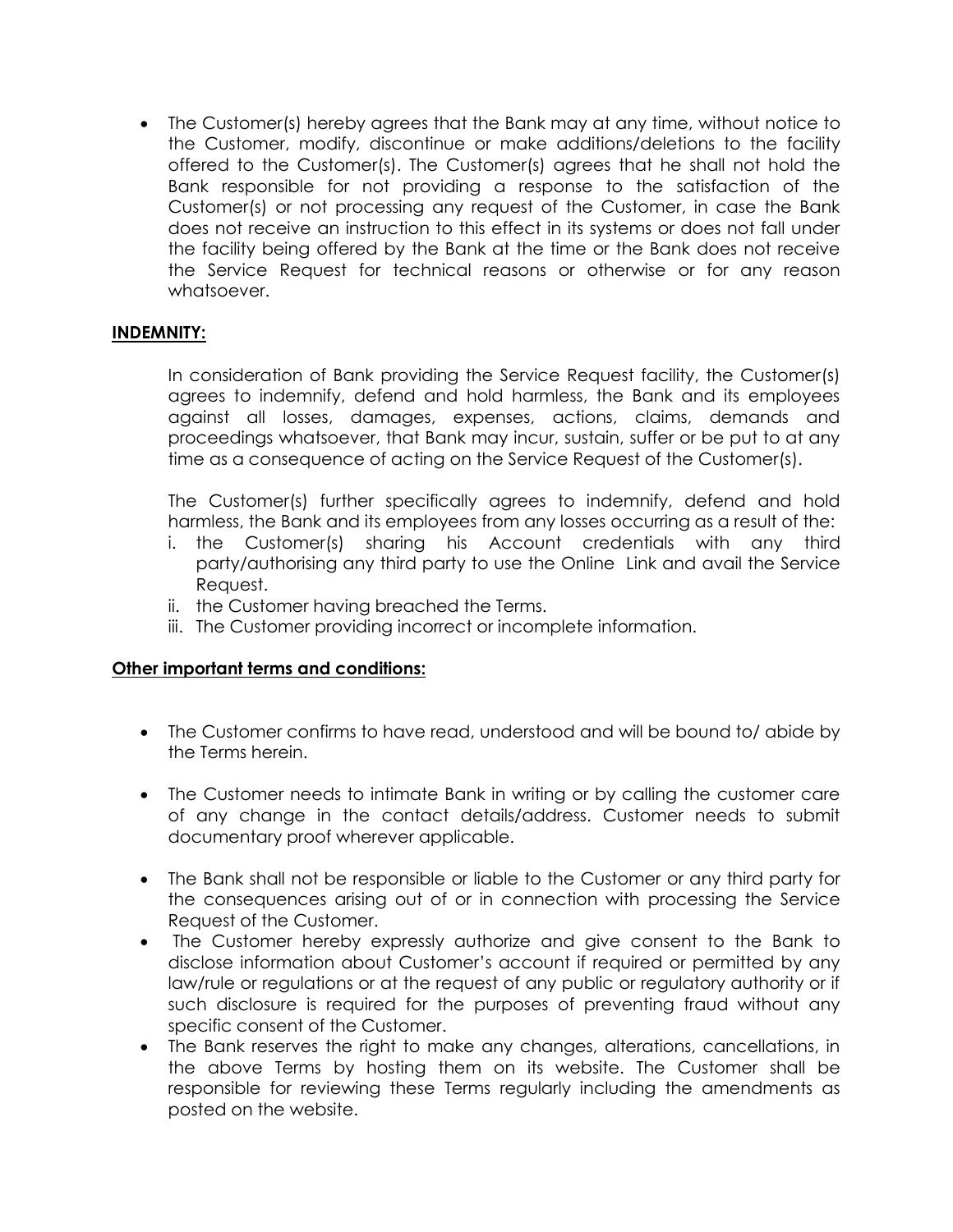- The Customer(s) hereby agrees that the Bank may at any time, without notice to the Customer, modify, discontinue or make additions/deletions to the facility offered to the Customer(s). The Customer(s) agrees that he shall not hold the Bank responsible for not providing a response to the satisfaction of the Customer(s) or not processing any request of the Customer, in case the Bank does not receive an instruction to this effect in its systems or does not fall under the facility being offered by the Bank at the time or the Bank does not receive the Service Request for technical reasons or otherwise or for any reason whatsoever.

**INDEMNITY:**

In consideration of Bank providing the Service Request facility, the Customer(s) agrees to indemnify, defend and hold harmless, the Bank and its employees against all losses, damages, expenses, actions, claims, demands and proceedings whatsoever, that Bank may incur, sustain, suffer or be put to at any time as a consequence of acting on the Service Request of the Customer(s).

The Customer(s) further specifically agrees to indemnify, defend and hold harmless, the Bank and its employees from any losses occurring as a result of the:

i. the Customer(s) sharing his Account credentials with any third party/authorising any third party to use the Online Link and avail the Service Request.
ii. the Customer having breached the Terms.
iii. The Customer providing incorrect or incomplete information.

**Other important terms and conditions:**

- The Customer confirms to have read, understood and will be bound to/ abide by the Terms herein.

- The Customer needs to intimate Bank in writing or by calling the customer care of any change in the contact details/address. Customer needs to submit documentary proof wherever applicable.

- The Bank shall not be responsible or liable to the Customer or any third party for the consequences arising out of or in connection with processing the Service Request of the Customer.
- The Customer hereby expressly authorize and give consent to the Bank to disclose information about Customer's account if required or permitted by any law/rule or regulations or at the request of any public or regulatory authority or if such disclosure is required for the purposes of preventing fraud without any specific consent of the Customer.
- The Bank reserves the right to make any changes, alterations, cancellations, in the above Terms by hosting them on its website. The Customer shall be responsible for reviewing these Terms regularly including the amendments as posted on the website.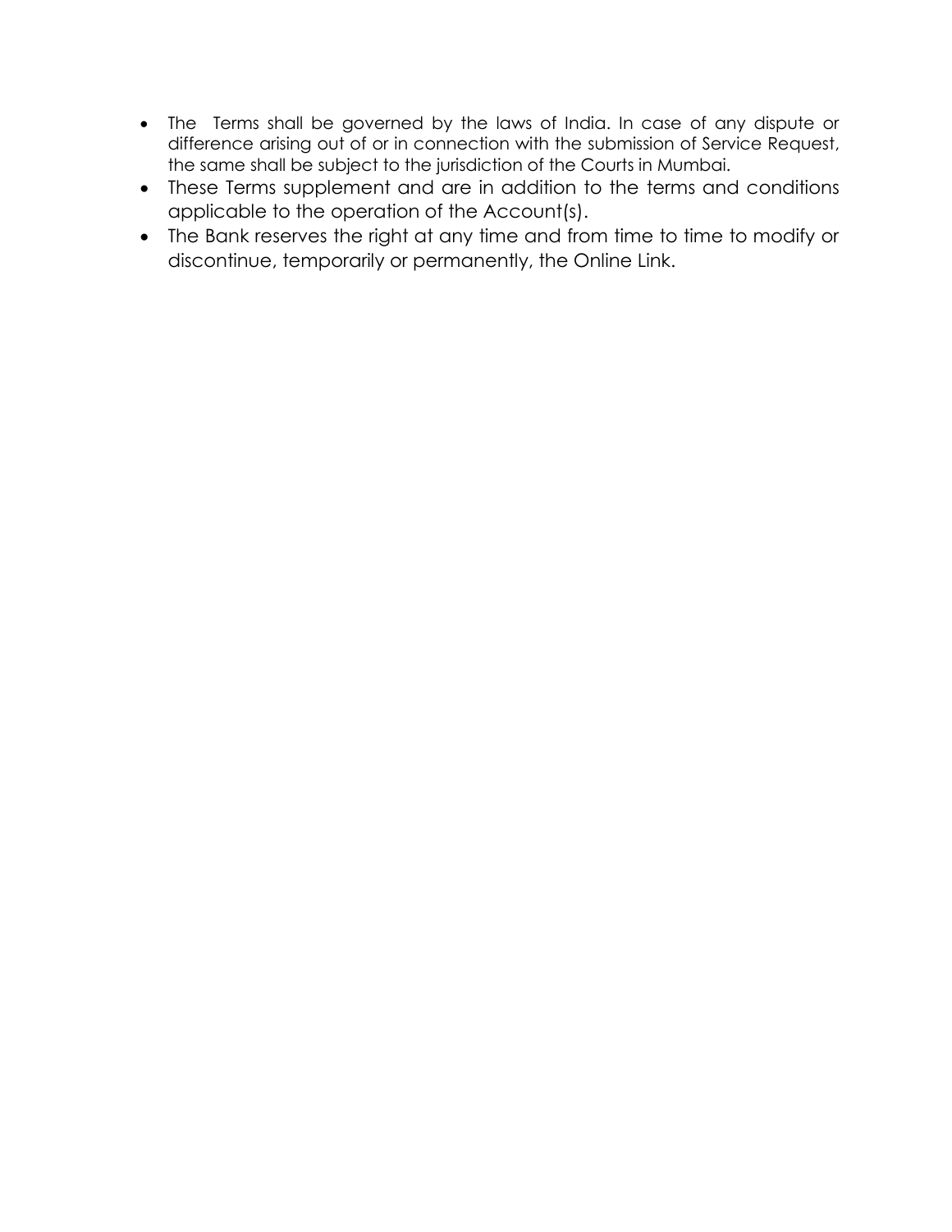- The Terms shall be governed by the laws of India. In case of any dispute or difference arising out of or in connection with the submission of Service Request, the same shall be subject to the jurisdiction of the Courts in Mumbai.
- These Terms supplement and are in addition to the terms and conditions applicable to the operation of the Account(s).
- The Bank reserves the right at any time and from time to time to modify or discontinue, temporarily or permanently, the Online Link.